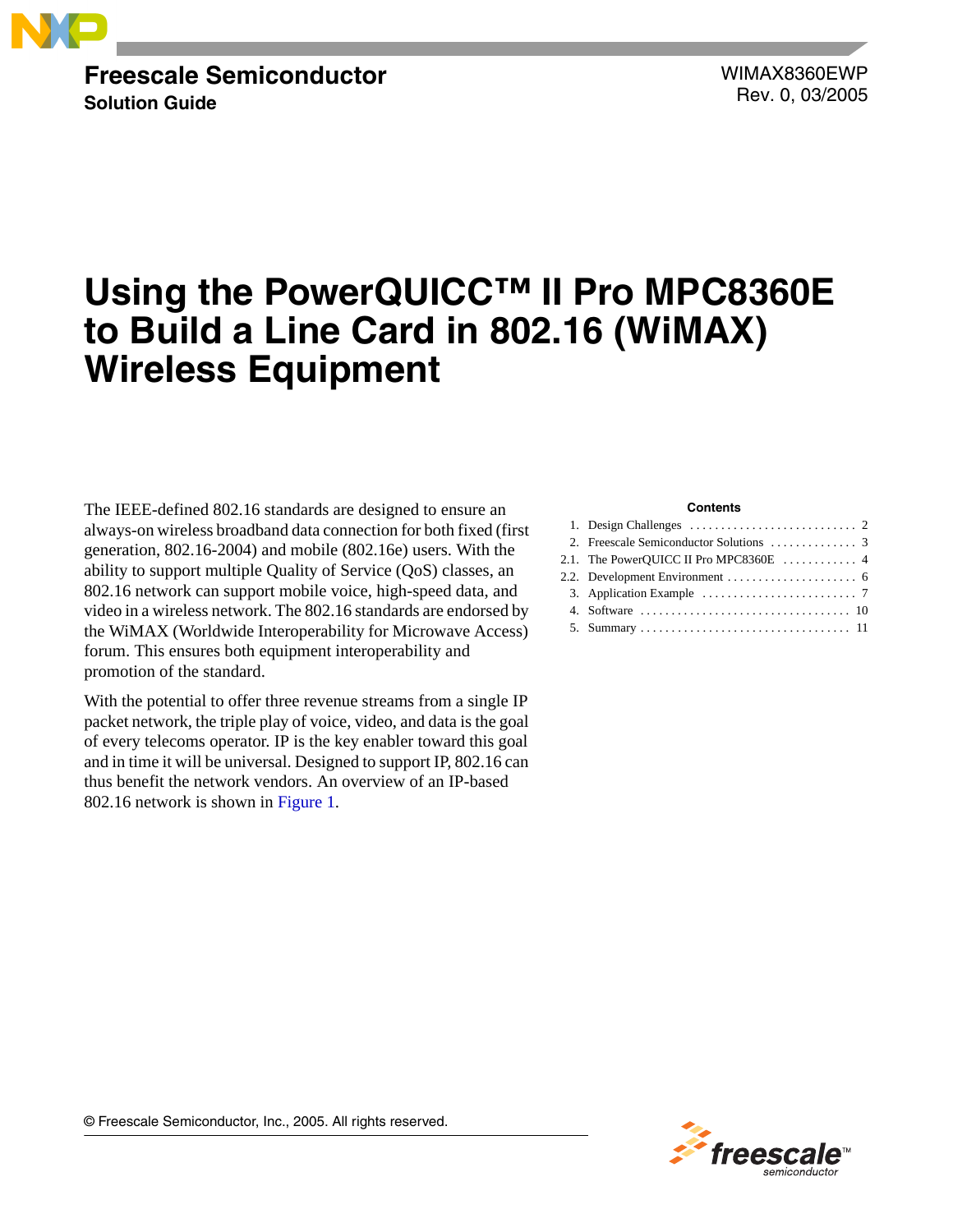**Freescale Semiconductor**
**Solution Guide**

WIMAX8360EWP
Rev. 0, 03/2005

# Using the PowerQUICC™ II Pro MPC8360E to Build a Line Card in 802.16 (WiMAX) Wireless Equipment

The IEEE-defined 802.16 standards are designed to ensure an always-on wireless broadband data connection for both fixed (first generation, 802.16-2004) and mobile (802.16e) users. With the ability to support multiple Quality of Service (QoS) classes, an 802.16 network can support mobile voice, high-speed data, and video in a wireless network. The 802.16 standards are endorsed by the WiMAX (Worldwide Interoperability for Microwave Access) forum. This ensures both equipment interoperability and promotion of the standard.

With the potential to offer three revenue streams from a single IP packet network, the triple play of voice, video, and data is the goal of every telecoms operator. IP is the key enabler toward this goal and in time it will be universal. Designed to support IP, 802.16 can thus benefit the network vendors. An overview of an IP-based 802.16 network is shown in Figure 1.

**Contents**

1. Design Challenges . . . . . . . . . . . . . . . . . . . . . . . . . . . 2
2. Freescale Semiconductor Solutions . . . . . . . . . . . . . . 3
2.1. The PowerQUICC II Pro MPC8360E . . . . . . . . . . . . 4
2.2. Development Environment . . . . . . . . . . . . . . . . . . . . . 6
3. Application Example . . . . . . . . . . . . . . . . . . . . . . . . . 7
4. Software . . . . . . . . . . . . . . . . . . . . . . . . . . . . . . . . . . 10
5. Summary . . . . . . . . . . . . . . . . . . . . . . . . . . . . . . . . . 11

© Freescale Semiconductor, Inc., 2005. All rights reserved.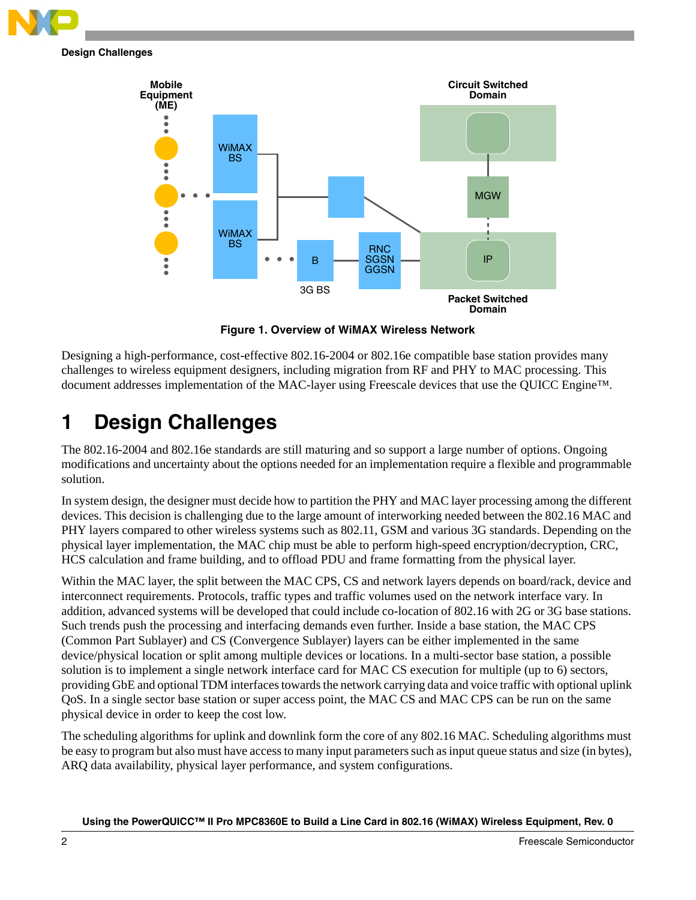**Figure 1. Overview of WiMAX Wireless Network**

Designing a high-performance, cost-effective 802.16-2004 or 802.16e compatible base station provides many challenges to wireless equipment designers, including migration from RF and PHY to MAC processing. This document addresses implementation of the MAC-layer using Freescale devices that use the QUICC Engine™.

# 1 Design Challenges

The 802.16-2004 and 802.16e standards are still maturing and so support a large number of options. Ongoing modifications and uncertainty about the options needed for an implementation require a flexible and programmable solution.

In system design, the designer must decide how to partition the PHY and MAC layer processing among the different devices. This decision is challenging due to the large amount of interworking needed between the 802.16 MAC and PHY layers compared to other wireless systems such as 802.11, GSM and various 3G standards. Depending on the physical layer implementation, the MAC chip must be able to perform high-speed encryption/decryption, CRC, HCS calculation and frame building, and to offload PDU and frame formatting from the physical layer.

Within the MAC layer, the split between the MAC CPS, CS and network layers depends on board/rack, device and interconnect requirements. Protocols, traffic types and traffic volumes used on the network interface vary. In addition, advanced systems will be developed that could include co-location of 802.16 with 2G or 3G base stations. Such trends push the processing and interfacing demands even further. Inside a base station, the MAC CPS (Common Part Sublayer) and CS (Convergence Sublayer) layers can be either implemented in the same device/physical location or split among multiple devices or locations. In a multi-sector base station, a possible solution is to implement a single network interface card for MAC CS execution for multiple (up to 6) sectors, providing GbE and optional TDM interfaces towards the network carrying data and voice traffic with optional uplink QoS. In a single sector base station or super access point, the MAC CS and MAC CPS can be run on the same physical device in order to keep the cost low.

The scheduling algorithms for uplink and downlink form the core of any 802.16 MAC. Scheduling algorithms must be easy to program but also must have access to many input parameters such as input queue status and size (in bytes), ARQ data availability, physical layer performance, and system configurations.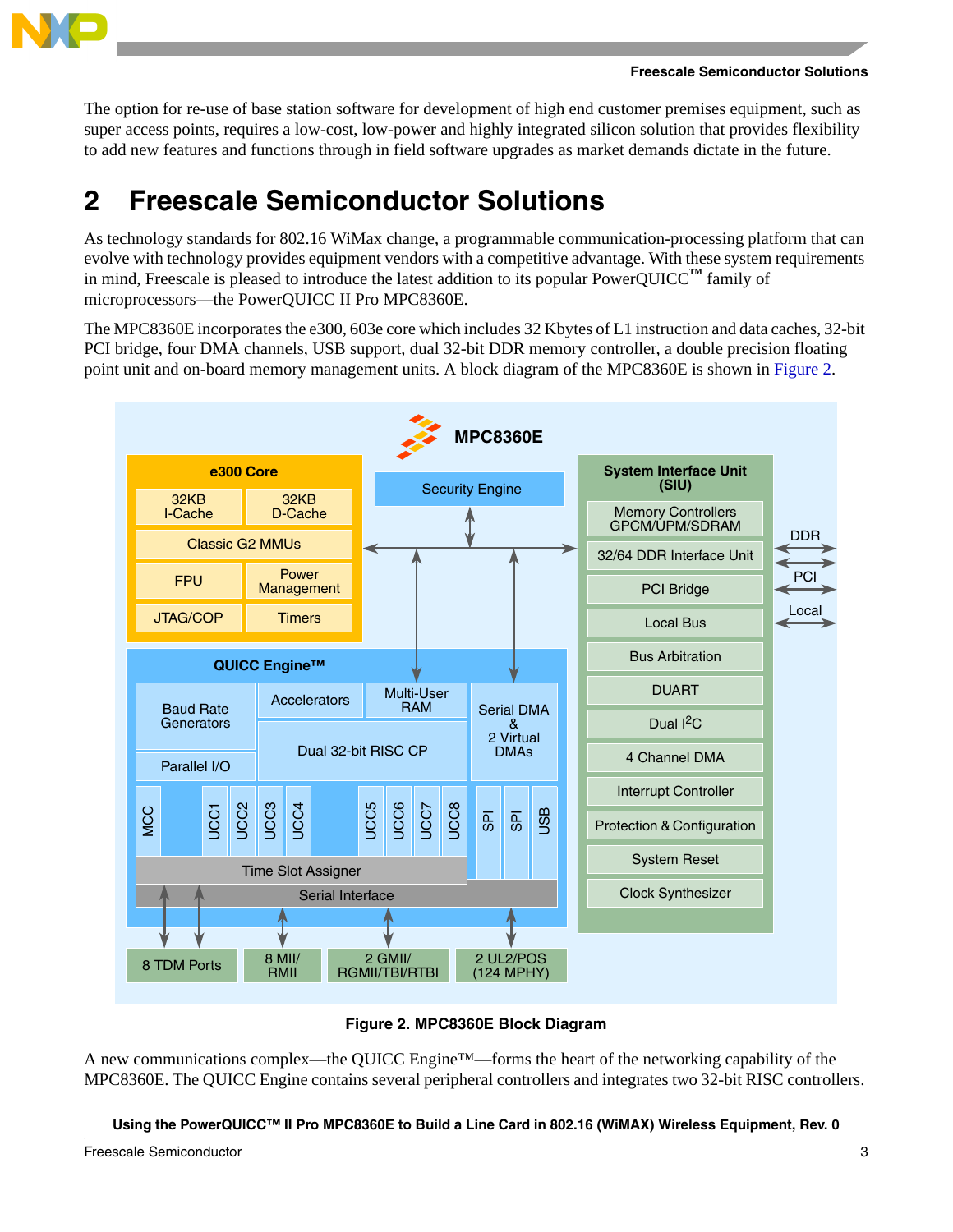The option for re-use of base station software for development of high end customer premises equipment, such as super access points, requires a low-cost, low-power and highly integrated silicon solution that provides flexibility to add new features and functions through in field software upgrades as market demands dictate in the future.

# 2 Freescale Semiconductor Solutions

As technology standards for 802.16 WiMax change, a programmable communication-processing platform that can evolve with technology provides equipment vendors with a competitive advantage. With these system requirements in mind, Freescale is pleased to introduce the latest addition to its popular PowerQUICC™ family of microprocessors—the PowerQUICC II Pro MPC8360E.

The MPC8360E incorporates the e300, 603e core which includes 32 Kbytes of L1 instruction and data caches, 32-bit PCI bridge, four DMA channels, USB support, dual 32-bit DDR memory controller, a double precision floating point unit and on-board memory management units. A block diagram of the MPC8360E is shown in Figure 2.

MPC8360E

e300 Core: 32KB I-Cache, 32KB D-Cache, Classic G2 MMUs, FPU, Power Management, JTAG/COP, Timers

Security Engine

System Interface Unit (SIU): Memory Controllers GPCM/UPM/SDRAM, 32/64 DDR Interface Unit, PCI Bridge, Local Bus, Bus Arbitration, DUART, Dual I²C, 4 Channel DMA, Interrupt Controller, Protection & Configuration, System Reset, Clock Synthesizer

DDR, PCI, Local

QUICC Engine™: Baud Rate Generators, Accelerators, Multi-User RAM, Serial DMA & 2 Virtual DMAs, Parallel I/O, Dual 32-bit RISC CP, MCC, UCC1, UCC2, UCC3, UCC4, UCC5, UCC6, UCC7, UCC8, SPI, SPI, USB, Time Slot Assigner, Serial Interface

8 TDM Ports, 8 MII/RMII, 2 GMII/RGMII/TBI/RTBI, 2 UL2/POS (124 MPHY)

**Figure 2. MPC8360E Block Diagram**

A new communications complex—the QUICC Engine™—forms the heart of the networking capability of the MPC8360E. The QUICC Engine contains several peripheral controllers and integrates two 32-bit RISC controllers.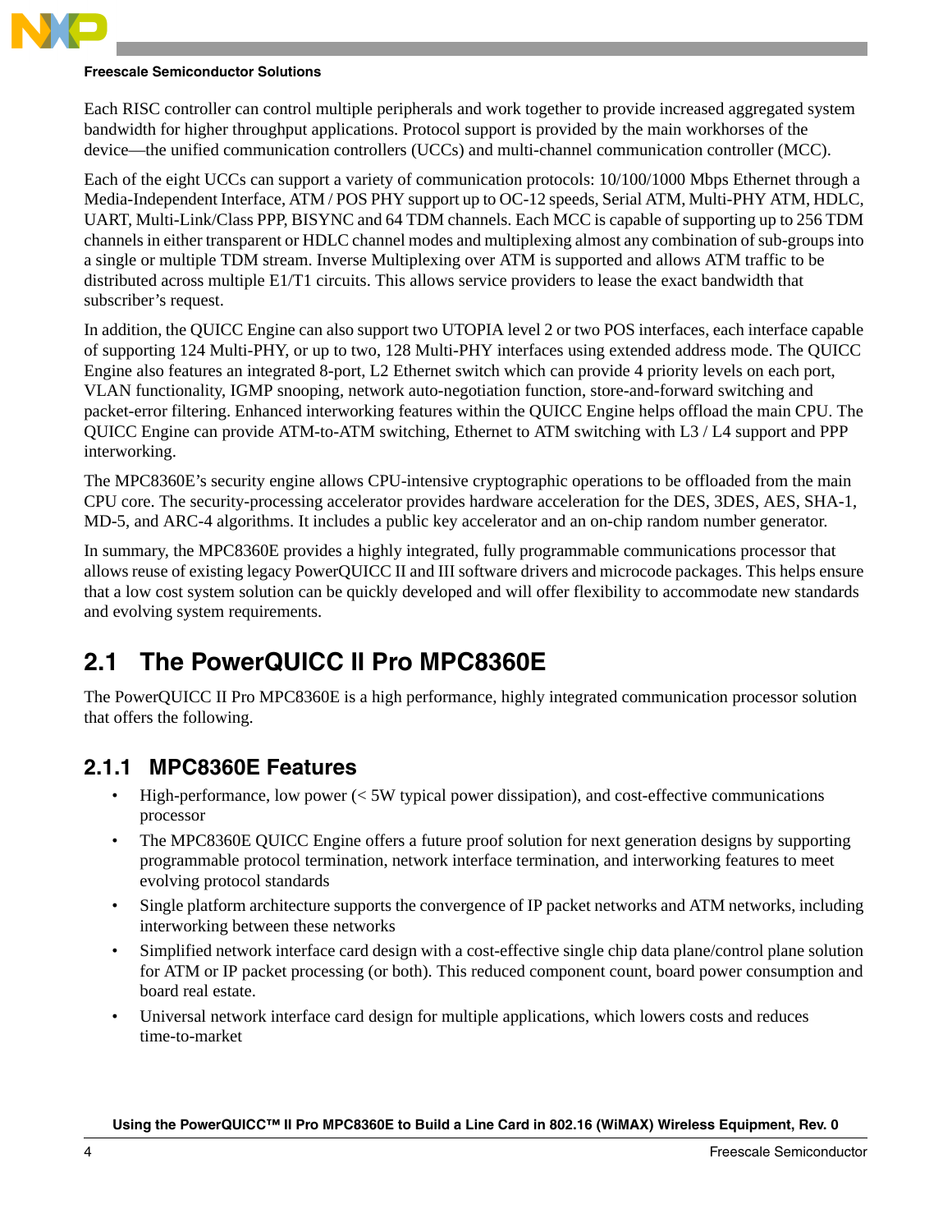Each RISC controller can control multiple peripherals and work together to provide increased aggregated system bandwidth for higher throughput applications. Protocol support is provided by the main workhorses of the device—the unified communication controllers (UCCs) and multi-channel communication controller (MCC).

Each of the eight UCCs can support a variety of communication protocols: 10/100/1000 Mbps Ethernet through a Media-Independent Interface, ATM / POS PHY support up to OC-12 speeds, Serial ATM, Multi-PHY ATM, HDLC, UART, Multi-Link/Class PPP, BISYNC and 64 TDM channels. Each MCC is capable of supporting up to 256 TDM channels in either transparent or HDLC channel modes and multiplexing almost any combination of sub-groups into a single or multiple TDM stream. Inverse Multiplexing over ATM is supported and allows ATM traffic to be distributed across multiple E1/T1 circuits. This allows service providers to lease the exact bandwidth that subscriber's request.

In addition, the QUICC Engine can also support two UTOPIA level 2 or two POS interfaces, each interface capable of supporting 124 Multi-PHY, or up to two, 128 Multi-PHY interfaces using extended address mode. The QUICC Engine also features an integrated 8-port, L2 Ethernet switch which can provide 4 priority levels on each port, VLAN functionality, IGMP snooping, network auto-negotiation function, store-and-forward switching and packet-error filtering. Enhanced interworking features within the QUICC Engine helps offload the main CPU. The QUICC Engine can provide ATM-to-ATM switching, Ethernet to ATM switching with L3 / L4 support and PPP interworking.

The MPC8360E's security engine allows CPU-intensive cryptographic operations to be offloaded from the main CPU core. The security-processing accelerator provides hardware acceleration for the DES, 3DES, AES, SHA-1, MD-5, and ARC-4 algorithms. It includes a public key accelerator and an on-chip random number generator.

In summary, the MPC8360E provides a highly integrated, fully programmable communications processor that allows reuse of existing legacy PowerQUICC II and III software drivers and microcode packages. This helps ensure that a low cost system solution can be quickly developed and will offer flexibility to accommodate new standards and evolving system requirements.

## 2.1 The PowerQUICC II Pro MPC8360E

The PowerQUICC II Pro MPC8360E is a high performance, highly integrated communication processor solution that offers the following.

### 2.1.1 MPC8360E Features

- High-performance, low power (< 5W typical power dissipation), and cost-effective communications processor
- The MPC8360E QUICC Engine offers a future proof solution for next generation designs by supporting programmable protocol termination, network interface termination, and interworking features to meet evolving protocol standards
- Single platform architecture supports the convergence of IP packet networks and ATM networks, including interworking between these networks
- Simplified network interface card design with a cost-effective single chip data plane/control plane solution for ATM or IP packet processing (or both). This reduced component count, board power consumption and board real estate.
- Universal network interface card design for multiple applications, which lowers costs and reduces time-to-market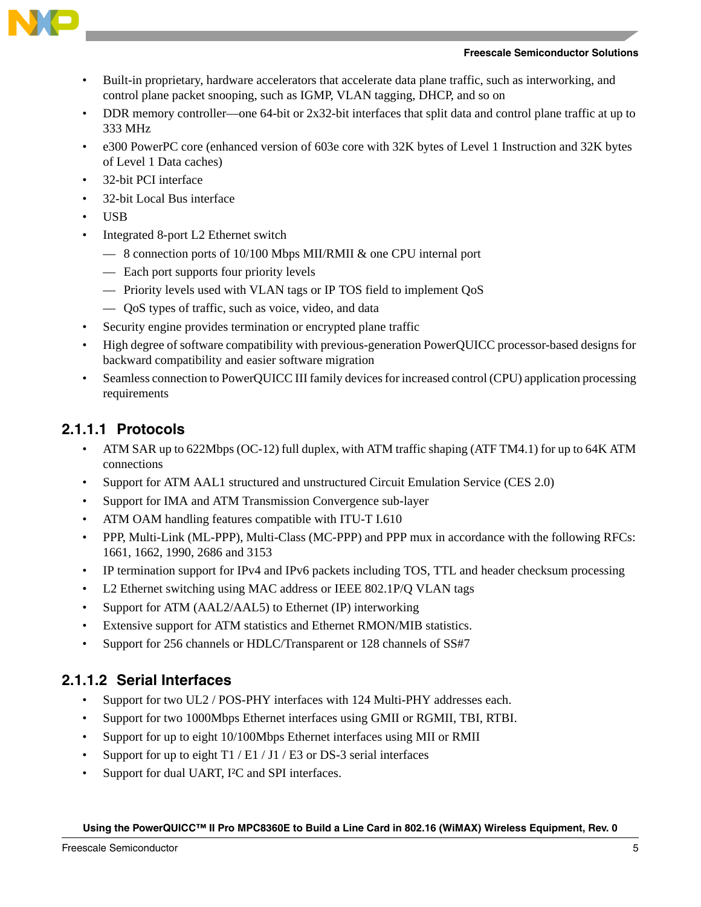- Built-in proprietary, hardware accelerators that accelerate data plane traffic, such as interworking, and control plane packet snooping, such as IGMP, VLAN tagging, DHCP, and so on
- DDR memory controller—one 64-bit or 2x32-bit interfaces that split data and control plane traffic at up to 333 MHz
- e300 PowerPC core (enhanced version of 603e core with 32K bytes of Level 1 Instruction and 32K bytes of Level 1 Data caches)
- 32-bit PCI interface
- 32-bit Local Bus interface
- USB
- Integrated 8-port L2 Ethernet switch
  - 8 connection ports of 10/100 Mbps MII/RMII & one CPU internal port
  - Each port supports four priority levels
  - Priority levels used with VLAN tags or IP TOS field to implement QoS
  - QoS types of traffic, such as voice, video, and data
- Security engine provides termination or encrypted plane traffic
- High degree of software compatibility with previous-generation PowerQUICC processor-based designs for backward compatibility and easier software migration
- Seamless connection to PowerQUICC III family devices for increased control (CPU) application processing requirements

#### 2.1.1.1 Protocols

- ATM SAR up to 622Mbps (OC-12) full duplex, with ATM traffic shaping (ATF TM4.1) for up to 64K ATM connections
- Support for ATM AAL1 structured and unstructured Circuit Emulation Service (CES 2.0)
- Support for IMA and ATM Transmission Convergence sub-layer
- ATM OAM handling features compatible with ITU-T I.610
- PPP, Multi-Link (ML-PPP), Multi-Class (MC-PPP) and PPP mux in accordance with the following RFCs: 1661, 1662, 1990, 2686 and 3153
- IP termination support for IPv4 and IPv6 packets including TOS, TTL and header checksum processing
- L2 Ethernet switching using MAC address or IEEE 802.1P/Q VLAN tags
- Support for ATM (AAL2/AAL5) to Ethernet (IP) interworking
- Extensive support for ATM statistics and Ethernet RMON/MIB statistics.
- Support for 256 channels or HDLC/Transparent or 128 channels of SS#7

#### 2.1.1.2 Serial Interfaces

- Support for two UL2 / POS-PHY interfaces with 124 Multi-PHY addresses each.
- Support for two 1000Mbps Ethernet interfaces using GMII or RGMII, TBI, RTBI.
- Support for up to eight 10/100Mbps Ethernet interfaces using MII or RMII
- Support for up to eight T1 / E1 / J1 / E3 or DS-3 serial interfaces
- Support for dual UART, I²C and SPI interfaces.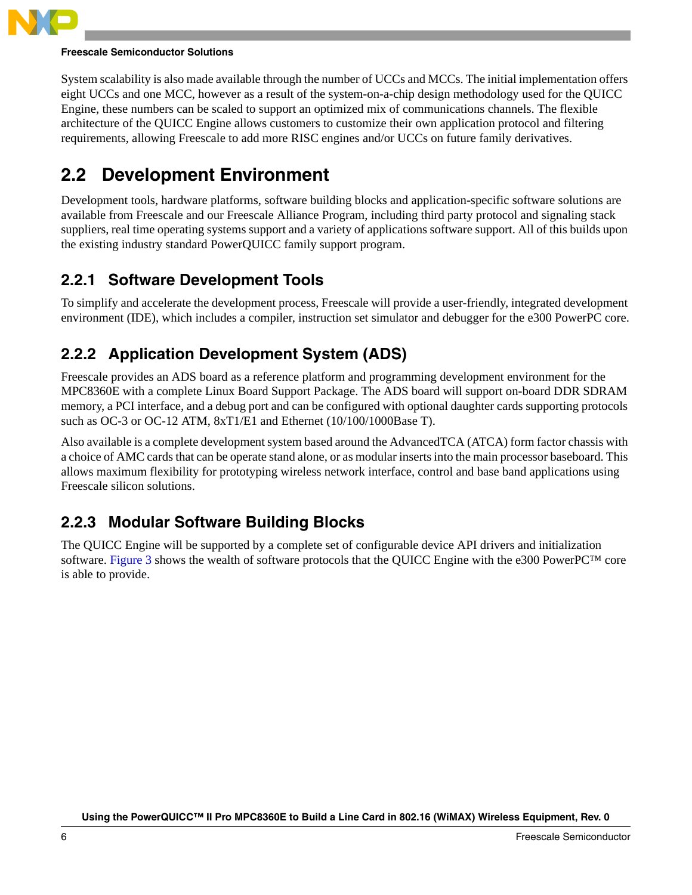System scalability is also made available through the number of UCCs and MCCs. The initial implementation offers eight UCCs and one MCC, however as a result of the system-on-a-chip design methodology used for the QUICC Engine, these numbers can be scaled to support an optimized mix of communications channels. The flexible architecture of the QUICC Engine allows customers to customize their own application protocol and filtering requirements, allowing Freescale to add more RISC engines and/or UCCs on future family derivatives.

## 2.2 Development Environment

Development tools, hardware platforms, software building blocks and application-specific software solutions are available from Freescale and our Freescale Alliance Program, including third party protocol and signaling stack suppliers, real time operating systems support and a variety of applications software support. All of this builds upon the existing industry standard PowerQUICC family support program.

### 2.2.1 Software Development Tools

To simplify and accelerate the development process, Freescale will provide a user-friendly, integrated development environment (IDE), which includes a compiler, instruction set simulator and debugger for the e300 PowerPC core.

### 2.2.2 Application Development System (ADS)

Freescale provides an ADS board as a reference platform and programming development environment for the MPC8360E with a complete Linux Board Support Package. The ADS board will support on-board DDR SDRAM memory, a PCI interface, and a debug port and can be configured with optional daughter cards supporting protocols such as OC-3 or OC-12 ATM, 8xT1/E1 and Ethernet (10/100/1000Base T).

Also available is a complete development system based around the AdvancedTCA (ATCA) form factor chassis with a choice of AMC cards that can be operate stand alone, or as modular inserts into the main processor baseboard. This allows maximum flexibility for prototyping wireless network interface, control and base band applications using Freescale silicon solutions.

### 2.2.3 Modular Software Building Blocks

The QUICC Engine will be supported by a complete set of configurable device API drivers and initialization software. Figure 3 shows the wealth of software protocols that the QUICC Engine with the e300 PowerPC™ core is able to provide.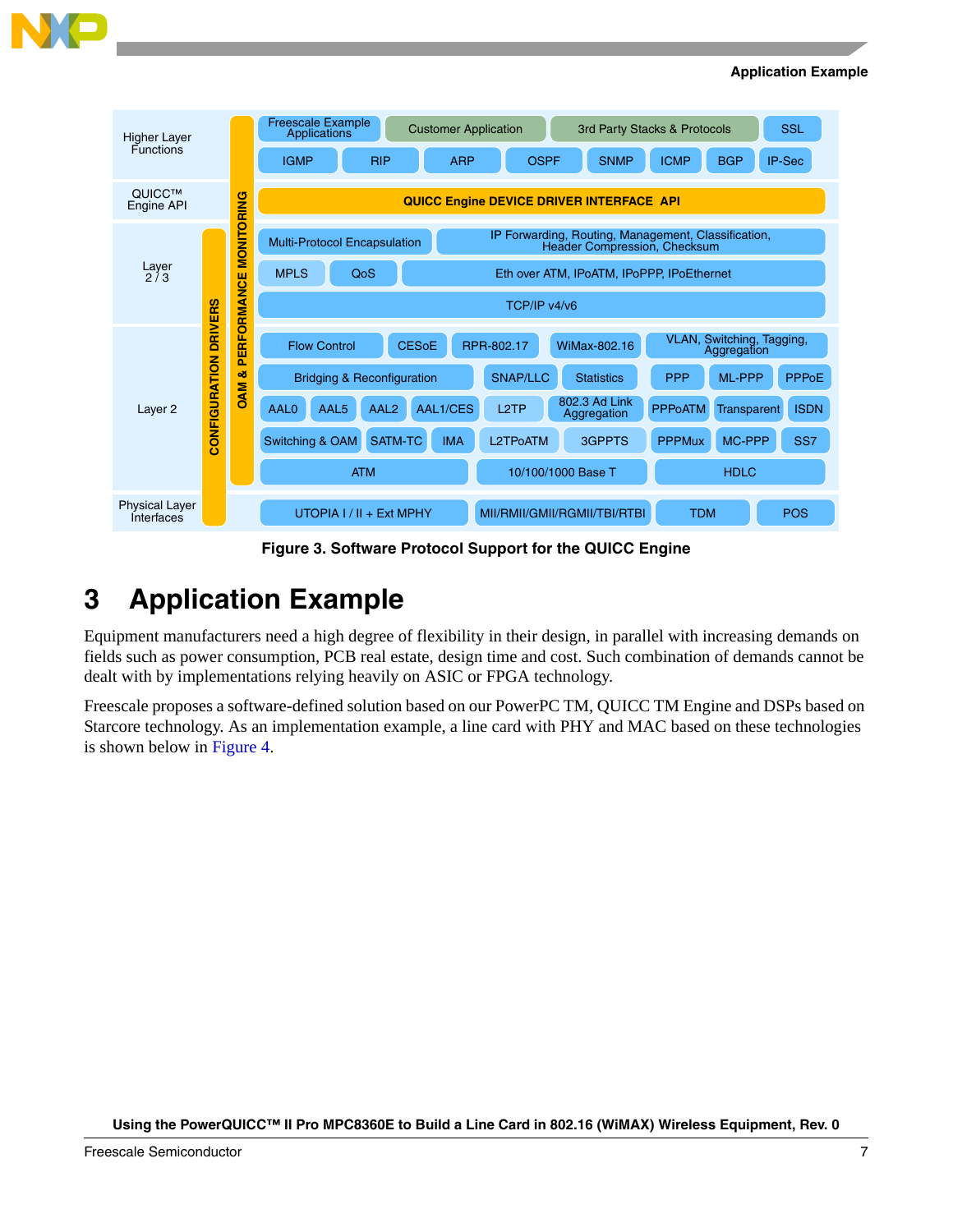| Layer | Components |
| --- | --- |
| Higher Layer Functions | Freescale Example Applications, Customer Application, 3rd Party Stacks & Protocols, SSL |
| | IGMP, RIP, ARP, OSPF, SNMP, ICMP, BGP, IP-Sec |
| QUICC™ Engine API | QUICC Engine DEVICE DRIVER INTERFACE API |
| Layer 2 / 3 | Multi-Protocol Encapsulation, IP Forwarding, Routing, Management, Classification, Header Compression, Checksum |
| | MPLS, QoS, Eth over ATM, IPoATM, IPoPPP, IPoEthernet |
| | TCP/IP v4/v6 |
| Layer 2 | Flow Control, CESoE, RPR-802.17, WiMax-802.16, VLAN, Switching, Tagging, Aggregation |
| | Bridging & Reconfiguration, SNAP/LLC, Statistics, PPP, ML-PPP, PPPoE |
| | AAL0, AAL5, AAL2, AAL1/CES, L2TP, 802.3 Ad Link Aggregation, PPPoATM, Transparent, ISDN |
| | Switching & OAM, SATM-TC, IMA, L2TPoATM, 3GPPTS, PPPMux, MC-PPP, SS7 |
| | ATM, 10/100/1000 Base T, HDLC |
| Physical Layer Interfaces | UTOPIA I / II + Ext MPHY, MII/RMII/GMII/RGMII/TBI/RTBI, TDM, POS |

CONFIGURATION DRIVERS | OAM & PERFORMANCE MONITORING

**Figure 3. Software Protocol Support for the QUICC Engine**

# 3 Application Example

Equipment manufacturers need a high degree of flexibility in their design, in parallel with increasing demands on fields such as power consumption, PCB real estate, design time and cost. Such combination of demands cannot be dealt with by implementations relying heavily on ASIC or FPGA technology.

Freescale proposes a software-defined solution based on our PowerPC TM, QUICC TM Engine and DSPs based on Starcore technology. As an implementation example, a line card with PHY and MAC based on these technologies is shown below in Figure 4.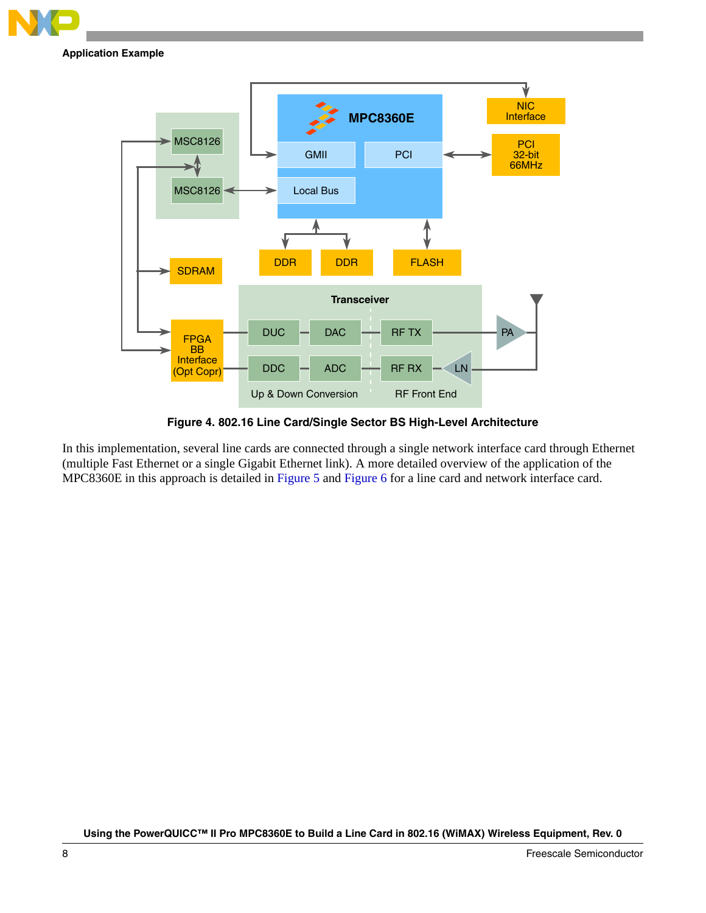Figure 4. 802.16 Line Card/Single Sector BS High-Level Architecture

In this implementation, several line cards are connected through a single network interface card through Ethernet (multiple Fast Ethernet or a single Gigabit Ethernet link). A more detailed overview of the application of the MPC8360E in this approach is detailed in Figure 5 and Figure 6 for a line card and network interface card.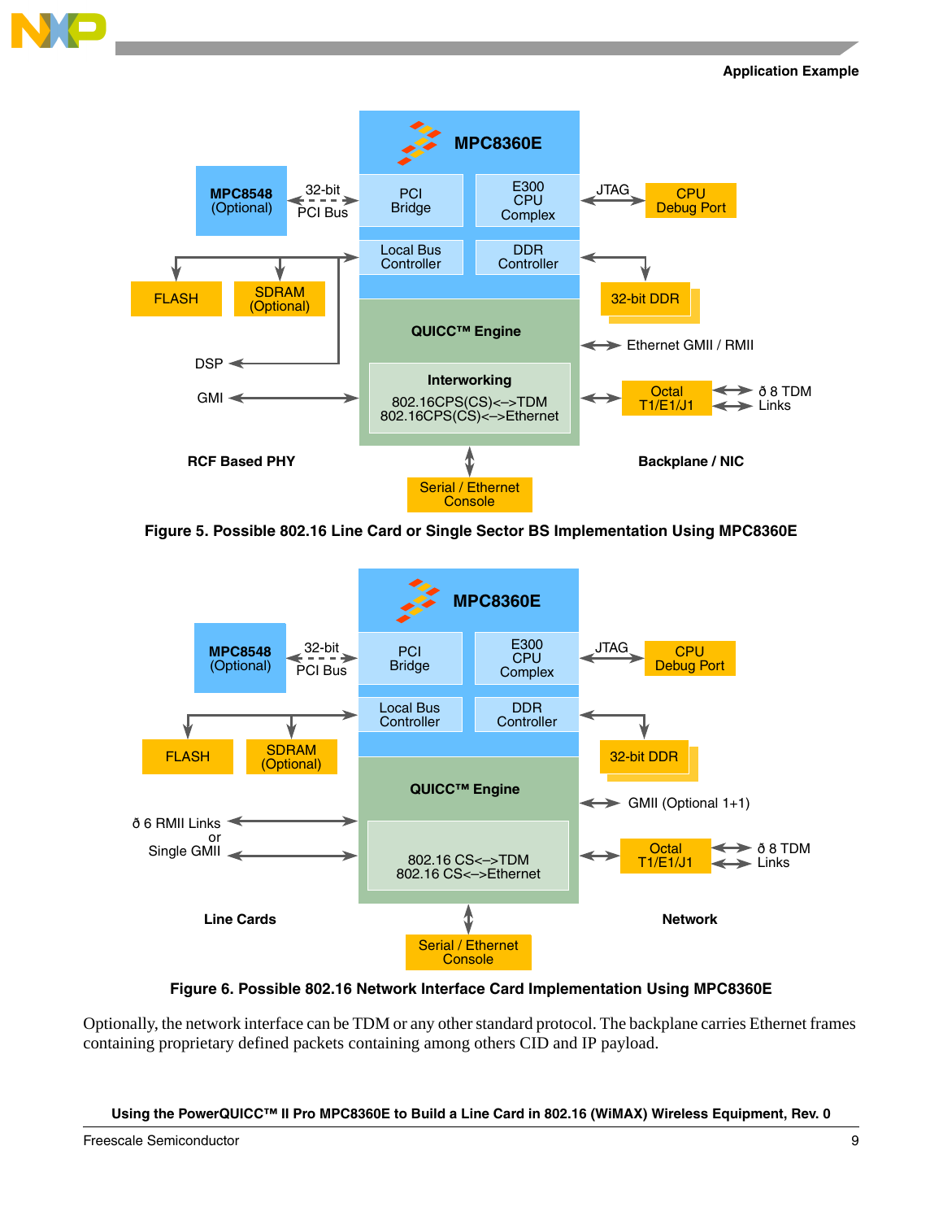Figure 5. Possible 802.16 Line Card or Single Sector BS Implementation Using MPC8360E

Figure 6. Possible 802.16 Network Interface Card Implementation Using MPC8360E

Optionally, the network interface can be TDM or any other standard protocol. The backplane carries Ethernet frames containing proprietary defined packets containing among others CID and IP payload.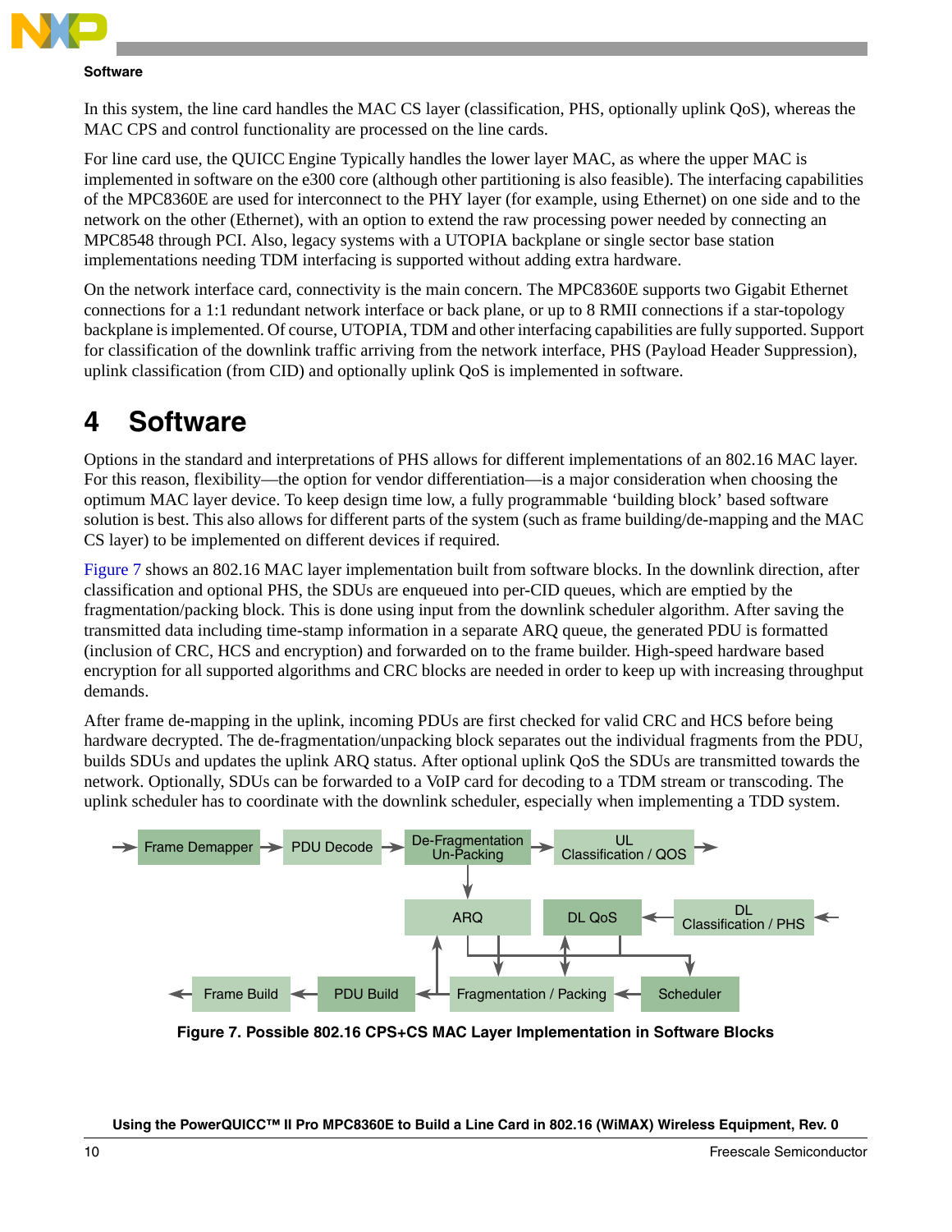In this system, the line card handles the MAC CS layer (classification, PHS, optionally uplink QoS), whereas the MAC CPS and control functionality are processed on the line cards.

For line card use, the QUICC Engine Typically handles the lower layer MAC, as where the upper MAC is implemented in software on the e300 core (although other partitioning is also feasible). The interfacing capabilities of the MPC8360E are used for interconnect to the PHY layer (for example, using Ethernet) on one side and to the network on the other (Ethernet), with an option to extend the raw processing power needed by connecting an MPC8548 through PCI. Also, legacy systems with a UTOPIA backplane or single sector base station implementations needing TDM interfacing is supported without adding extra hardware.

On the network interface card, connectivity is the main concern. The MPC8360E supports two Gigabit Ethernet connections for a 1:1 redundant network interface or back plane, or up to 8 RMII connections if a star-topology backplane is implemented. Of course, UTOPIA, TDM and other interfacing capabilities are fully supported. Support for classification of the downlink traffic arriving from the network interface, PHS (Payload Header Suppression), uplink classification (from CID) and optionally uplink QoS is implemented in software.

# 4 Software

Options in the standard and interpretations of PHS allows for different implementations of an 802.16 MAC layer. For this reason, flexibility—the option for vendor differentiation—is a major consideration when choosing the optimum MAC layer device. To keep design time low, a fully programmable 'building block' based software solution is best. This also allows for different parts of the system (such as frame building/de-mapping and the MAC CS layer) to be implemented on different devices if required.

Figure 7 shows an 802.16 MAC layer implementation built from software blocks. In the downlink direction, after classification and optional PHS, the SDUs are enqueued into per-CID queues, which are emptied by the fragmentation/packing block. This is done using input from the downlink scheduler algorithm. After saving the transmitted data including time-stamp information in a separate ARQ queue, the generated PDU is formatted (inclusion of CRC, HCS and encryption) and forwarded on to the frame builder. High-speed hardware based encryption for all supported algorithms and CRC blocks are needed in order to keep up with increasing throughput demands.

After frame de-mapping in the uplink, incoming PDUs are first checked for valid CRC and HCS before being hardware decrypted. The de-fragmentation/unpacking block separates out the individual fragments from the PDU, builds SDUs and updates the uplink ARQ status. After optional uplink QoS the SDUs are transmitted towards the network. Optionally, SDUs can be forwarded to a VoIP card for decoding to a TDM stream or transcoding. The uplink scheduler has to coordinate with the downlink scheduler, especially when implementing a TDD system.

Frame Demapper → PDU Decode → De-Fragmentation Un-Packing → UL Classification / QOS

ARQ | DL QoS ← DL Classification / PHS

Frame Build ← PDU Build ← Fragmentation / Packing ← Scheduler

**Figure 7. Possible 802.16 CPS+CS MAC Layer Implementation in Software Blocks**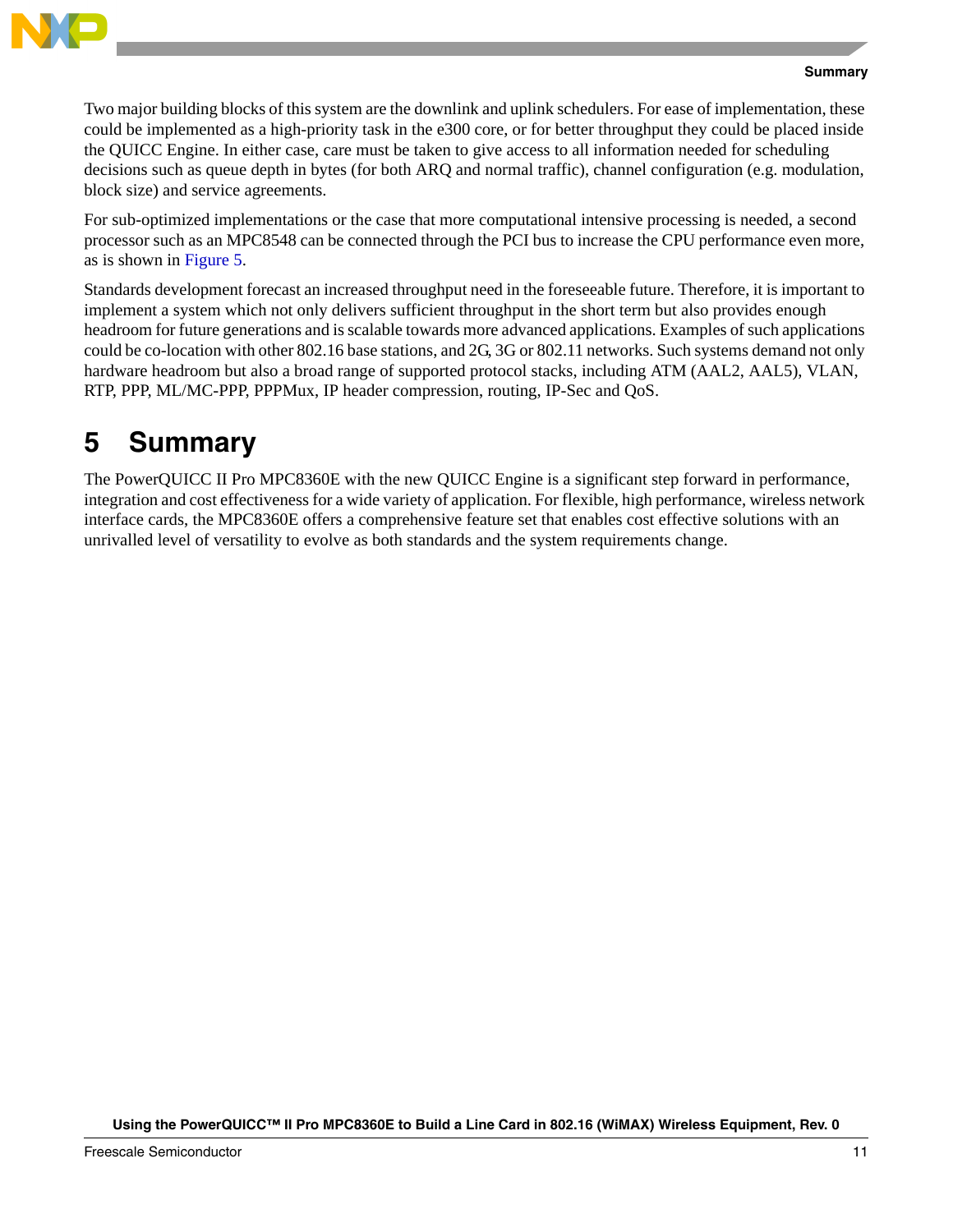Two major building blocks of this system are the downlink and uplink schedulers. For ease of implementation, these could be implemented as a high-priority task in the e300 core, or for better throughput they could be placed inside the QUICC Engine. In either case, care must be taken to give access to all information needed for scheduling decisions such as queue depth in bytes (for both ARQ and normal traffic), channel configuration (e.g. modulation, block size) and service agreements.

For sub-optimized implementations or the case that more computational intensive processing is needed, a second processor such as an MPC8548 can be connected through the PCI bus to increase the CPU performance even more, as is shown in Figure 5.

Standards development forecast an increased throughput need in the foreseeable future. Therefore, it is important to implement a system which not only delivers sufficient throughput in the short term but also provides enough headroom for future generations and is scalable towards more advanced applications. Examples of such applications could be co-location with other 802.16 base stations, and 2G, 3G or 802.11 networks. Such systems demand not only hardware headroom but also a broad range of supported protocol stacks, including ATM (AAL2, AAL5), VLAN, RTP, PPP, ML/MC-PPP, PPPMux, IP header compression, routing, IP-Sec and QoS.

# 5 Summary

The PowerQUICC II Pro MPC8360E with the new QUICC Engine is a significant step forward in performance, integration and cost effectiveness for a wide variety of application. For flexible, high performance, wireless network interface cards, the MPC8360E offers a comprehensive feature set that enables cost effective solutions with an unrivalled level of versatility to evolve as both standards and the system requirements change.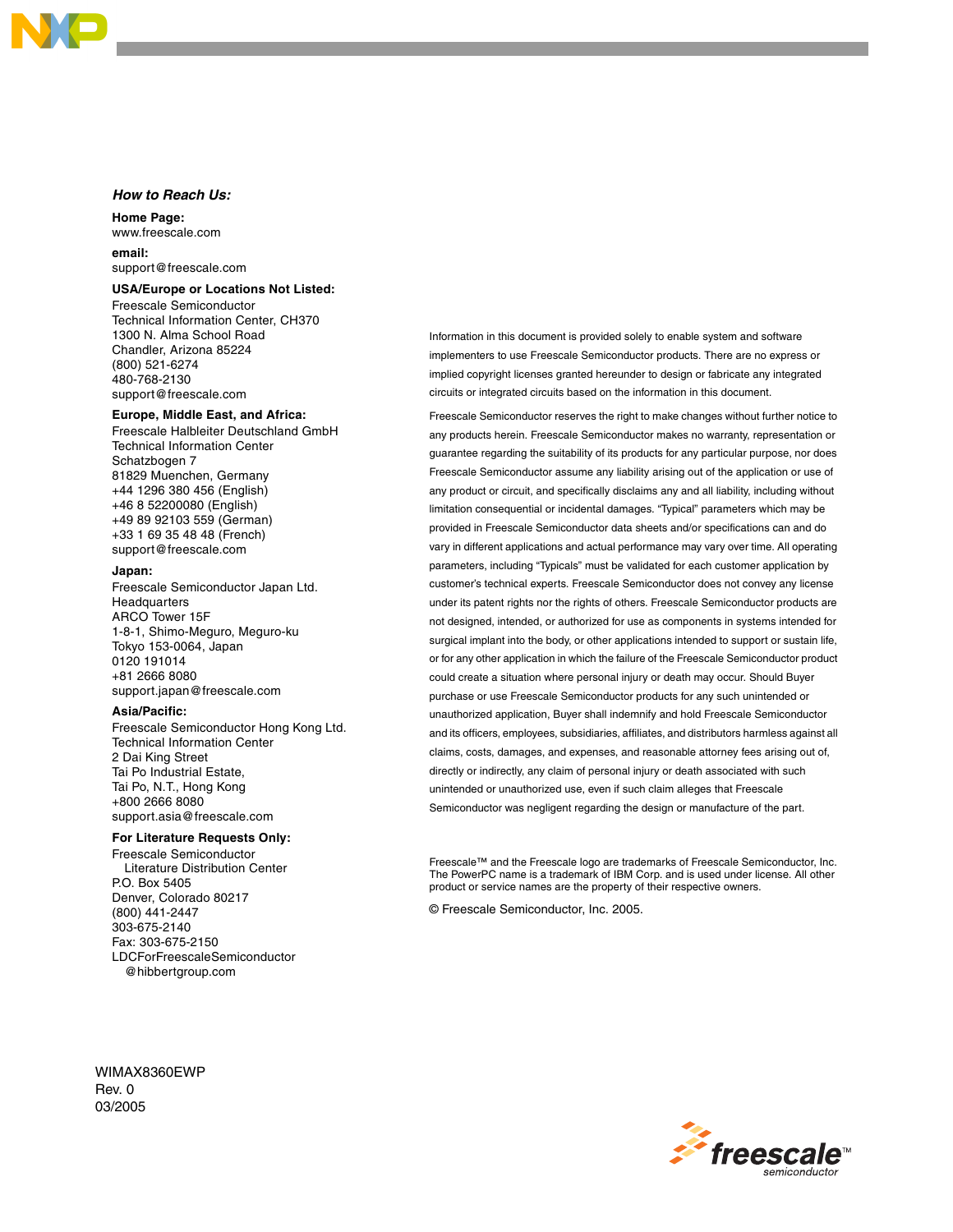*How to Reach Us:*

**Home Page:**
www.freescale.com

**email:**
support@freescale.com

**USA/Europe or Locations Not Listed:**
Freescale Semiconductor
Technical Information Center, CH370
1300 N. Alma School Road
Chandler, Arizona 85224
(800) 521-6274
480-768-2130
support@freescale.com

**Europe, Middle East, and Africa:**
Freescale Halbleiter Deutschland GmbH
Technical Information Center
Schatzbogen 7
81829 Muenchen, Germany
+44 1296 380 456 (English)
+46 8 52200080 (English)
+49 89 92103 559 (German)
+33 1 69 35 48 48 (French)
support@freescale.com

**Japan:**
Freescale Semiconductor Japan Ltd.
Headquarters
ARCO Tower 15F
1-8-1, Shimo-Meguro, Meguro-ku
Tokyo 153-0064, Japan
0120 191014
+81 2666 8080
support.japan@freescale.com

**Asia/Pacific:**
Freescale Semiconductor Hong Kong Ltd.
Technical Information Center
2 Dai King Street
Tai Po Industrial Estate,
Tai Po, N.T., Hong Kong
+800 2666 8080
support.asia@freescale.com

**For Literature Requests Only:**
Freescale Semiconductor
Literature Distribution Center
P.O. Box 5405
Denver, Colorado 80217
(800) 441-2447
303-675-2140
Fax: 303-675-2150
LDCForFreescaleSemiconductor
@hibbertgroup.com

Information in this document is provided solely to enable system and software implementers to use Freescale Semiconductor products. There are no express or implied copyright licenses granted hereunder to design or fabricate any integrated circuits or integrated circuits based on the information in this document.

Freescale Semiconductor reserves the right to make changes without further notice to any products herein. Freescale Semiconductor makes no warranty, representation or guarantee regarding the suitability of its products for any particular purpose, nor does Freescale Semiconductor assume any liability arising out of the application or use of any product or circuit, and specifically disclaims any and all liability, including without limitation consequential or incidental damages. "Typical" parameters which may be provided in Freescale Semiconductor data sheets and/or specifications can and do vary in different applications and actual performance may vary over time. All operating parameters, including "Typicals" must be validated for each customer application by customer's technical experts. Freescale Semiconductor does not convey any license under its patent rights nor the rights of others. Freescale Semiconductor products are not designed, intended, or authorized for use as components in systems intended for surgical implant into the body, or other applications intended to support or sustain life, or for any other application in which the failure of the Freescale Semiconductor product could create a situation where personal injury or death may occur. Should Buyer purchase or use Freescale Semiconductor products for any such unintended or unauthorized application, Buyer shall indemnify and hold Freescale Semiconductor and its officers, employees, subsidiaries, affiliates, and distributors harmless against all claims, costs, damages, and expenses, and reasonable attorney fees arising out of, directly or indirectly, any claim of personal injury or death associated with such unintended or unauthorized use, even if such claim alleges that Freescale Semiconductor was negligent regarding the design or manufacture of the part.

Freescale™ and the Freescale logo are trademarks of Freescale Semiconductor, Inc. The PowerPC name is a trademark of IBM Corp. and is used under license. All other product or service names are the property of their respective owners.

© Freescale Semiconductor, Inc. 2005.

WIMAX8360EWP
Rev. 0
03/2005